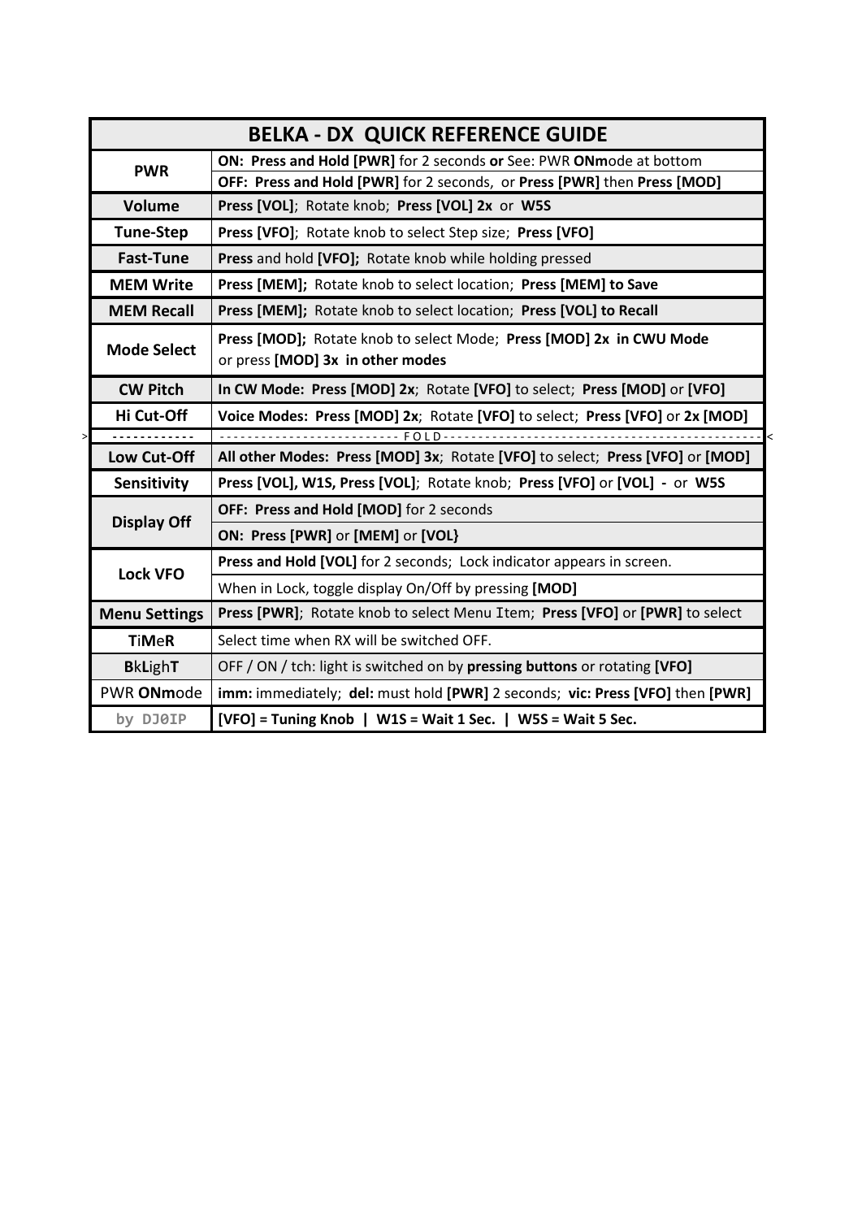| BELKA - DX QUICK REFERENCE GUIDE | |
|---|---|
| **PWR** | **ON: Press and Hold [PWR]** for 2 seconds **or** See: PWR **ONm**ode at bottom |
| | **OFF: Press and Hold [PWR]** for 2 seconds, or **Press [PWR]** then **Press [MOD]** |
| **Volume** | **Press [VOL]**; Rotate knob; **Press [VOL] 2x** or **W5S** |
| **Tune-Step** | **Press [VFO]**; Rotate knob to select Step size; **Press [VFO]** |
| **Fast-Tune** | **Press** and hold **[VFO];** Rotate knob while holding pressed |
| **MEM Write** | **Press [MEM];** Rotate knob to select location; **Press [MEM] to Save** |
| **MEM Recall** | **Press [MEM];** Rotate knob to select location; **Press [VOL] to Recall** |
| **Mode Select** | **Press [MOD];** Rotate knob to select Mode; **Press [MOD] 2x in CWU Mode** or press **[MOD] 3x in other modes** |
| **CW Pitch** | **In CW Mode: Press [MOD] 2x**; Rotate **[VFO]** to select; **Press [MOD]** or **[VFO]** |
| **Hi Cut-Off** | **Voice Modes: Press [MOD] 2x**; Rotate **[VFO]** to select; **Press [VFO]** or **2x [MOD]** |
| ------------ | ------------------------- F O L D ------------------------------------------- |
| **Low Cut-Off** | **All other Modes: Press [MOD] 3x**; Rotate **[VFO]** to select; **Press [VFO]** or **[MOD]** |
| **Sensitivity** | **Press [VOL], W1S, Press [VOL]**; Rotate knob; **Press [VFO]** or **[VOL] -** or **W5S** |
| **Display Off** | **OFF: Press and Hold [MOD]** for 2 seconds |
| | **ON: Press [PWR]** or **[MEM]** or **[VOL}** |
| **Lock VFO** | **Press and Hold [VOL]** for 2 seconds; Lock indicator appears in screen. |
| | When in Lock, toggle display On/Off by pressing **[MOD]** |
| **Menu Settings** | **Press [PWR]**; Rotate knob to select Menu Item; **Press [VFO]** or **[PWR]** to select |
| **TiMeR** | Select time when RX will be switched OFF. |
| **BkLighT** | OFF / ON / tch: light is switched on by **pressing buttons** or rotating **[VFO]** |
| PWR **ONm**ode | **imm:** immediately; **del:** must hold **[PWR]** 2 seconds; **vic: Press [VFO]** then **[PWR]** |
| by DJ0IP | **[VFO] = Tuning Knob \| W1S = Wait 1 Sec. \| W5S = Wait 5 Sec.** |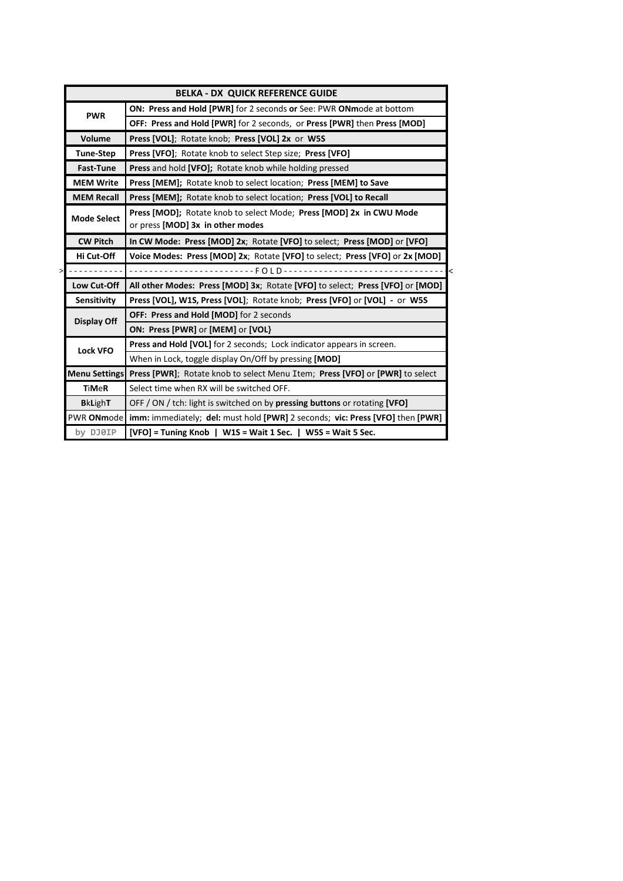| BELKA - DX QUICK REFERENCE GUIDE | |
|---|---|
| **PWR** | **ON: Press and Hold [PWR]** for 2 seconds **or** See: PWR **ONm**ode at bottom |
| | **OFF: Press and Hold [PWR]** for 2 seconds, or **Press [PWR]** then **Press [MOD]** |
| **Volume** | **Press [VOL]**; Rotate knob; **Press [VOL] 2x** or **W5S** |
| **Tune-Step** | **Press [VFO]**; Rotate knob to select Step size; **Press [VFO]** |
| **Fast-Tune** | **Press** and hold **[VFO];** Rotate knob while holding pressed |
| **MEM Write** | **Press [MEM];** Rotate knob to select location; **Press [MEM] to Save** |
| **MEM Recall** | **Press [MEM];** Rotate knob to select location; **Press [VOL] to Recall** |
| **Mode Select** | **Press [MOD];** Rotate knob to select Mode; **Press [MOD] 2x in CWU Mode** or press **[MOD] 3x in other modes** |
| **CW Pitch** | **In CW Mode: Press [MOD] 2x**; Rotate **[VFO]** to select; **Press [MOD]** or **[VFO]** |
| **Hi Cut-Off** | **Voice Modes: Press [MOD] 2x**; Rotate **[VFO]** to select; **Press [VFO]** or **2x [MOD]** |
| > - - - - - - - - - - - | - - - - - - - - - - - - - - - - - - - - - - - - F O L D - - - - - - - - - - - - - - - - - - - - - - - - - - - - - - < |
| **Low Cut-Off** | **All other Modes: Press [MOD] 3x**; Rotate **[VFO]** to select; **Press [VFO]** or **[MOD]** |
| **Sensitivity** | **Press [VOL], W1S, Press [VOL]**; Rotate knob; **Press [VFO]** or **[VOL] -** or **W5S** |
| **Display Off** | **OFF: Press and Hold [MOD]** for 2 seconds |
| | **ON: Press [PWR]** or **[MEM]** or **[VOL}** |
| **Lock VFO** | **Press and Hold [VOL]** for 2 seconds; Lock indicator appears in screen. |
| | When in Lock, toggle display On/Off by pressing **[MOD]** |
| **Menu Settings** | **Press [PWR]**; Rotate knob to select Menu Item; **Press [VFO]** or **[PWR]** to select |
| **T**i**M**e**R** | Select time when RX will be switched OFF. |
| **B**k**L**igh**T** | OFF / ON / tch: light is switched on by **pressing buttons** or rotating **[VFO]** |
| PWR **ONm**ode | **imm:** immediately; **del:** must hold **[PWR]** 2 seconds; **vic: Press [VFO]** then **[PWR]** |
| **by DJ0IP** | **[VFO] = Tuning Knob \| W1S = Wait 1 Sec. \| W5S = Wait 5 Sec.** |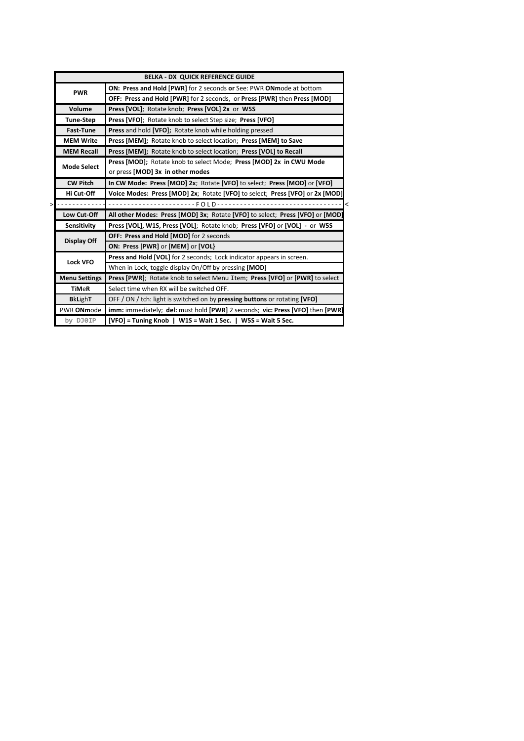| BELKA - DX QUICK REFERENCE GUIDE | |
|---|---|
| **PWR** | **ON: Press and Hold [PWR]** for 2 seconds **or** See: PWR **ONm**ode at bottom |
| | **OFF: Press and Hold [PWR]** for 2 seconds, or **Press [PWR]** then **Press [MOD]** |
| **Volume** | **Press [VOL]**; Rotate knob; **Press [VOL] 2x** or **W5S** |
| **Tune-Step** | **Press [VFO]**; Rotate knob to select Step size; **Press [VFO]** |
| **Fast-Tune** | **Press** and hold **[VFO];** Rotate knob while holding pressed |
| **MEM Write** | **Press [MEM];** Rotate knob to select location; **Press [MEM] to Save** |
| **MEM Recall** | **Press [MEM];** Rotate knob to select location; **Press [VOL] to Recall** |
| **Mode Select** | **Press [MOD];** Rotate knob to select Mode; **Press [MOD] 2x in CWU Mode** or press **[MOD] 3x in other modes** |
| **CW Pitch** | **In CW Mode: Press [MOD] 2x**; Rotate **[VFO]** to select; **Press [MOD]** or **[VFO]** |
| **Hi Cut-Off** | **Voice Modes: Press [MOD] 2x**; Rotate **[VFO]** to select; **Press [VFO]** or **2x [MOD]** |
| > - - - - - - - - - - - - | - - - - - - - - - - - - - - - - - - - - - - F O L D - - - - - - - - - - - - - - - - - - - - - - - - - - - - - - - - < |
| **Low Cut-Off** | **All other Modes: Press [MOD] 3x**; Rotate **[VFO]** to select; **Press [VFO]** or **[MOD]** |
| **Sensitivity** | **Press [VOL], W1S, Press [VOL]**; Rotate knob; **Press [VFO]** or **[VOL] -** or **W5S** |
| **Display Off** | **OFF: Press and Hold [MOD]** for 2 seconds |
| | **ON: Press [PWR]** or **[MEM]** or **[VOL}** |
| **Lock VFO** | **Press and Hold [VOL]** for 2 seconds; Lock indicator appears in screen. |
| | When in Lock, toggle display On/Off by pressing **[MOD]** |
| **Menu Settings** | **Press [PWR]**; Rotate knob to select Menu Item; **Press [VFO]** or **[PWR]** to select |
| **TiMeR** | Select time when RX will be switched OFF. |
| **BkLighT** | OFF / ON / tch: light is switched on by **pressing buttons** or rotating **[VFO]** |
| PWR **ONm**ode | **imm:** immediately; **del:** must hold **[PWR]** 2 seconds; **vic: Press [VFO]** then **[PWR]** |
| by DJ0IP | **[VFO] = Tuning Knob \| W1S = Wait 1 Sec. \| W5S = Wait 5 Sec.** |